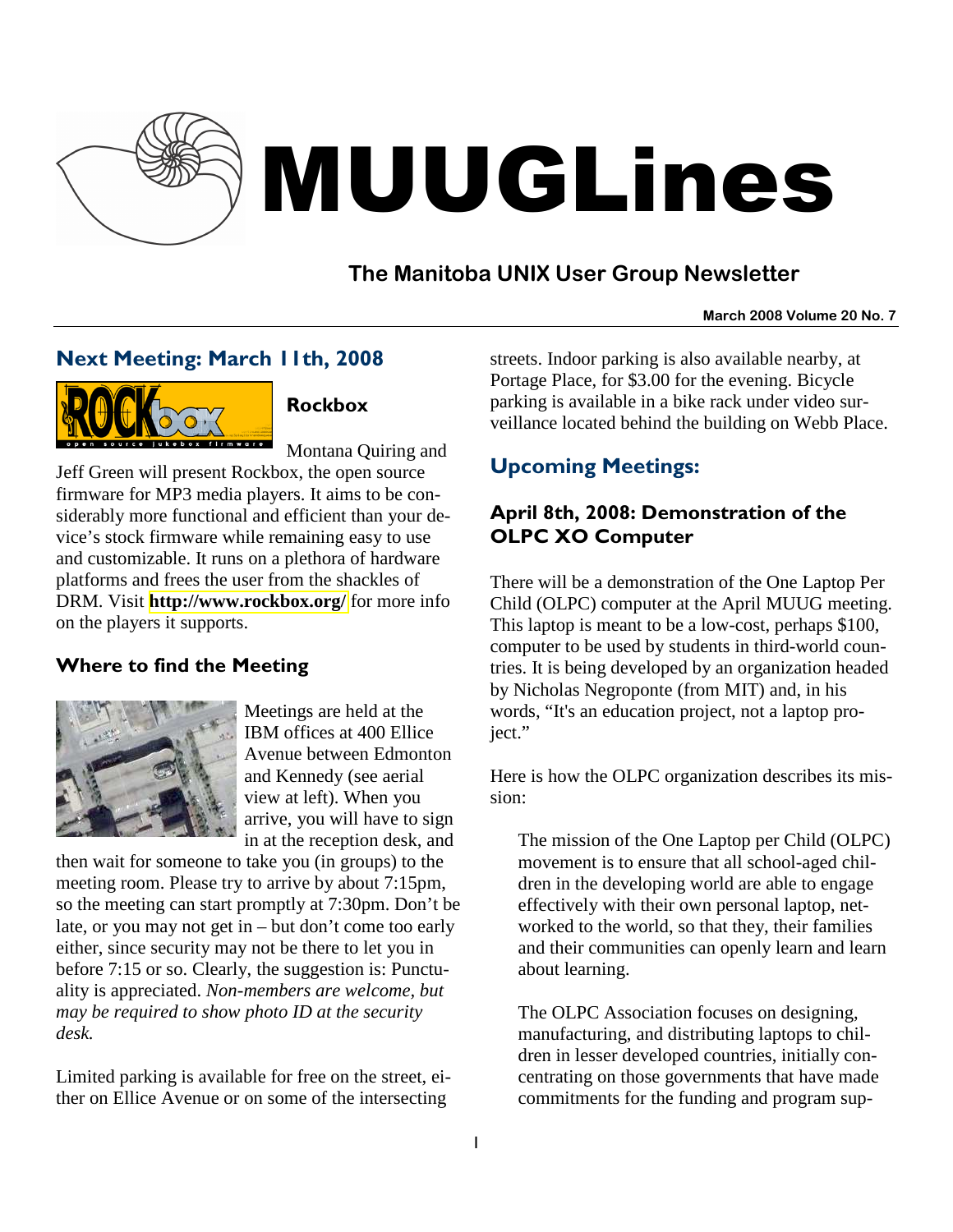# MUUGLines

## The Manitoba UNIX User Group Newsletter

March 2008 Volume 20 No. 7

## Next Meeting: March 11th, 2008

### Rockbox

Montana Quiring and Jeff Green will present Rockbox, the open source firmware for MP3 media players. It aims to be considerably more functional and efficient than your device's stock firmware while remaining easy to use and customizable. It runs on a plethora of hardware platforms and frees the user from the shackles of DRM. Visit **http://www.rockbox.org/** for more info on the players it supports.

### Where to find the Meeting

Meetings are held at the IBM offices at 400 Ellice Avenue between Edmonton and Kennedy (see aerial view at left). When you arrive, you will have to sign in at the reception desk, and then wait for someone to take you (in groups) to the meeting room. Please try to arrive by about 7:15pm, so the meeting can start promptly at 7:30pm. Don't be late, or you may not get in – but don't come too early either, since security may not be there to let you in before 7:15 or so. Clearly, the suggestion is: Punctuality is appreciated. *Non-members are welcome, but may be required to show photo ID at the security desk.*

Limited parking is available for free on the street, either on Ellice Avenue or on some of the intersecting streets. Indoor parking is also available nearby, at Portage Place, for $3.00 for the evening. Bicycle parking is available in a bike rack under video surveillance located behind the building on Webb Place.

## Upcoming Meetings:

### April 8th, 2008: Demonstration of the OLPC XO Computer

There will be a demonstration of the One Laptop Per Child (OLPC) computer at the April MUUG meeting. This laptop is meant to be a low-cost, perhaps $100, computer to be used by students in third-world countries. It is being developed by an organization headed by Nicholas Negroponte (from MIT) and, in his words, "It's an education project, not a laptop project."

Here is how the OLPC organization describes its mission:

> The mission of the One Laptop per Child (OLPC) movement is to ensure that all school-aged children in the developing world are able to engage effectively with their own personal laptop, networked to the world, so that they, their families and their communities can openly learn and learn about learning.
>
> The OLPC Association focuses on designing, manufacturing, and distributing laptops to children in lesser developed countries, initially concentrating on those governments that have made commitments for the funding and program sup-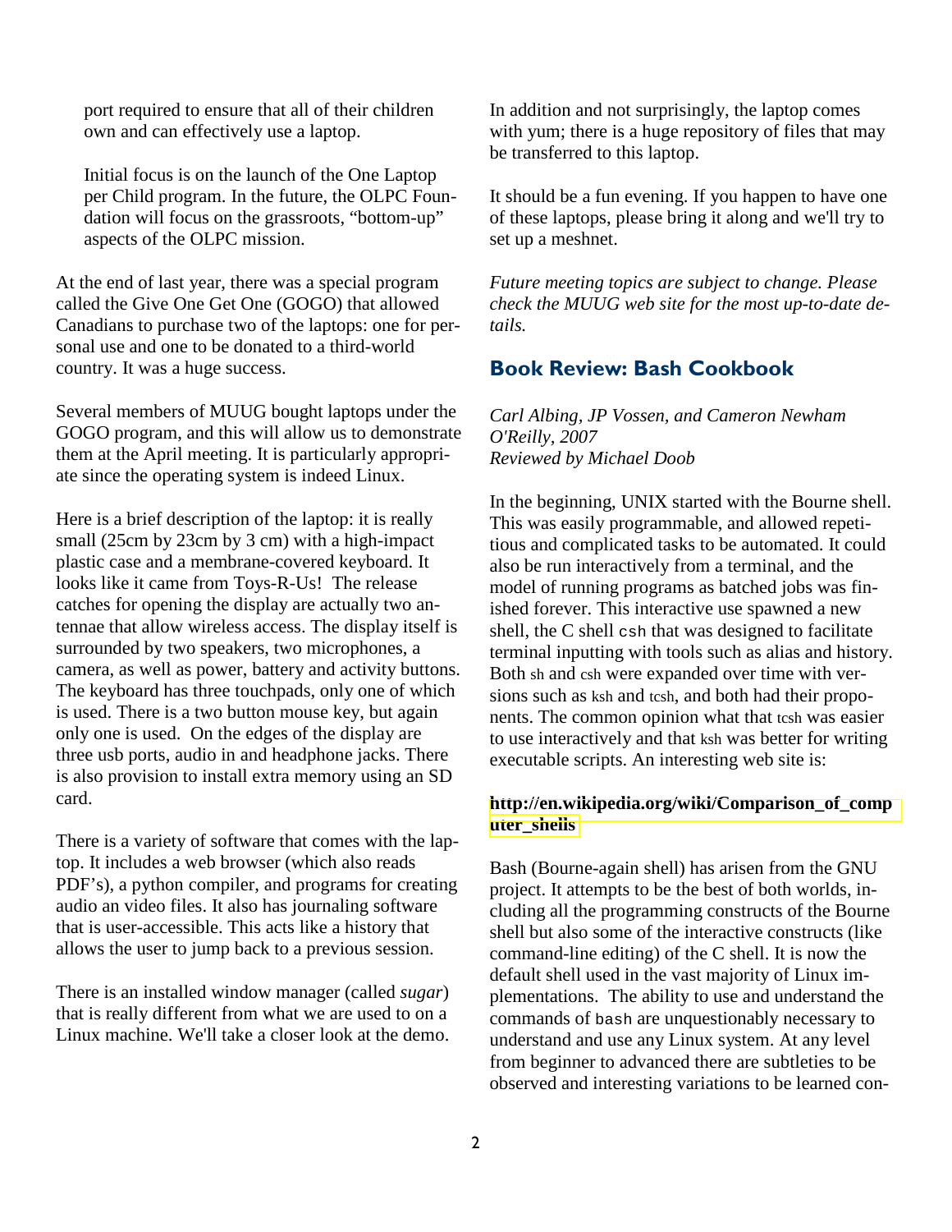port required to ensure that all of their children own and can effectively use a laptop.

Initial focus is on the launch of the One Laptop per Child program. In the future, the OLPC Foundation will focus on the grassroots, "bottom-up" aspects of the OLPC mission.

At the end of last year, there was a special program called the Give One Get One (GOGO) that allowed Canadians to purchase two of the laptops: one for personal use and one to be donated to a third-world country. It was a huge success.

Several members of MUUG bought laptops under the GOGO program, and this will allow us to demonstrate them at the April meeting. It is particularly appropriate since the operating system is indeed Linux.

Here is a brief description of the laptop: it is really small (25cm by 23cm by 3 cm) with a high-impact plastic case and a membrane-covered keyboard. It looks like it came from Toys-R-Us! The release catches for opening the display are actually two antennae that allow wireless access. The display itself is surrounded by two speakers, two microphones, a camera, as well as power, battery and activity buttons. The keyboard has three touchpads, only one of which is used. There is a two button mouse key, but again only one is used. On the edges of the display are three usb ports, audio in and headphone jacks. There is also provision to install extra memory using an SD card.

There is a variety of software that comes with the laptop. It includes a web browser (which also reads PDF's), a python compiler, and programs for creating audio an video files. It also has journaling software that is user-accessible. This acts like a history that allows the user to jump back to a previous session.

There is an installed window manager (called *sugar*) that is really different from what we are used to on a Linux machine. We'll take a closer look at the demo.

In addition and not surprisingly, the laptop comes with yum; there is a huge repository of files that may be transferred to this laptop.

It should be a fun evening. If you happen to have one of these laptops, please bring it along and we'll try to set up a meshnet.

*Future meeting topics are subject to change. Please check the MUUG web site for the most up-to-date details.*

## Book Review: Bash Cookbook

*Carl Albing, JP Vossen, and Cameron Newham*
*O'Reilly, 2007*
*Reviewed by Michael Doob*

In the beginning, UNIX started with the Bourne shell. This was easily programmable, and allowed repetitious and complicated tasks to be automated. It could also be run interactively from a terminal, and the model of running programs as batched jobs was finished forever. This interactive use spawned a new shell, the C shell `csh` that was designed to facilitate terminal inputting with tools such as alias and history. Both sh and csh were expanded over time with versions such as ksh and tcsh, and both had their proponents. The common opinion what that tcsh was easier to use interactively and that ksh was better for writing executable scripts. An interesting web site is:

**http://en.wikipedia.org/wiki/Comparison_of_computer_shells**

Bash (Bourne-again shell) has arisen from the GNU project. It attempts to be the best of both worlds, including all the programming constructs of the Bourne shell but also some of the interactive constructs (like command-line editing) of the C shell. It is now the default shell used in the vast majority of Linux implementations. The ability to use and understand the commands of `bash` are unquestionably necessary to understand and use any Linux system. At any level from beginner to advanced there are subtleties to be observed and interesting variations to be learned con-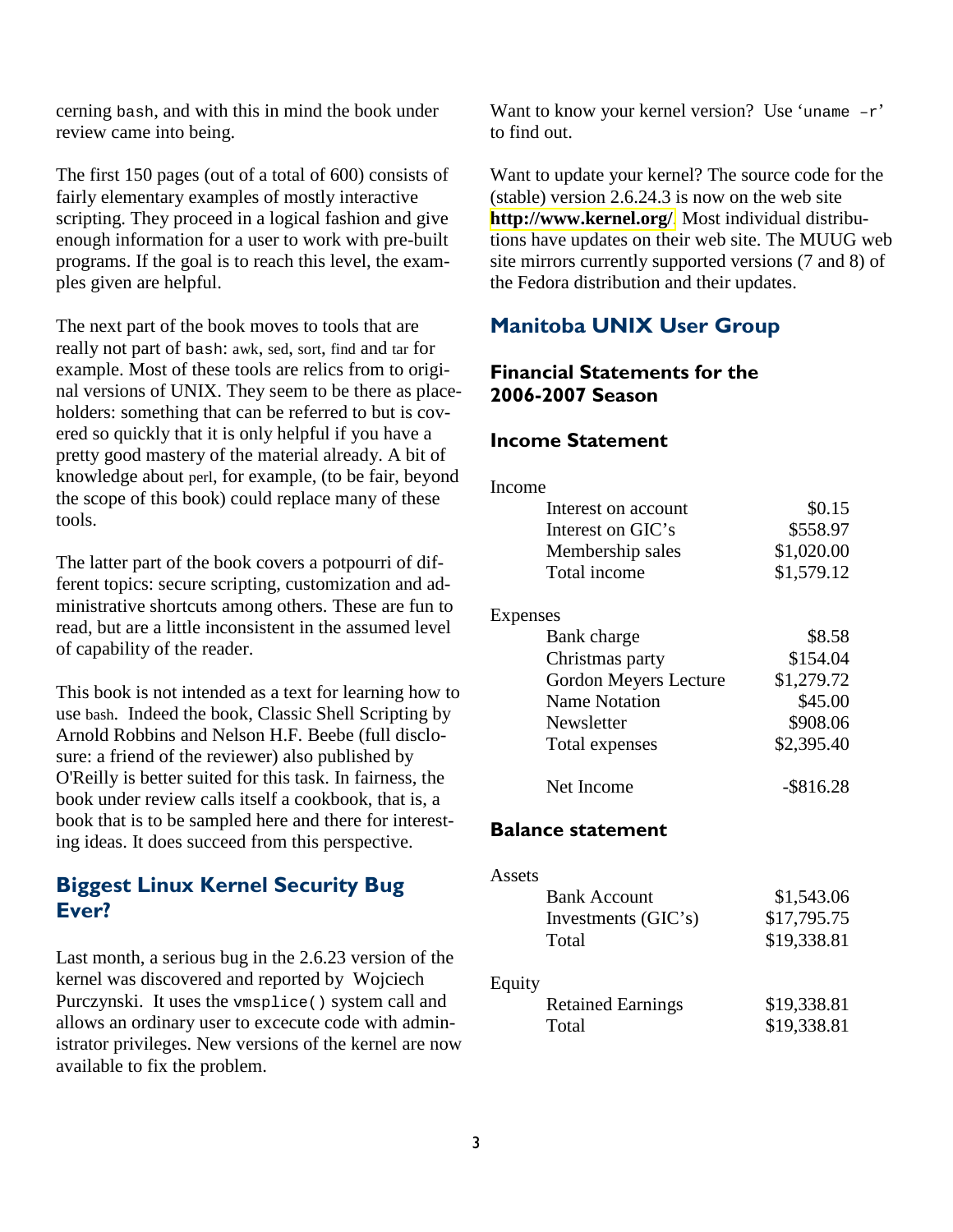cerning `bash`, and with this in mind the book under review came into being.

The first 150 pages (out of a total of 600) consists of fairly elementary examples of mostly interactive scripting. They proceed in a logical fashion and give enough information for a user to work with pre-built programs. If the goal is to reach this level, the examples given are helpful.

The next part of the book moves to tools that are really not part of `bash`: awk, sed, sort, find and tar for example. Most of these tools are relics from to original versions of UNIX. They seem to be there as placeholders: something that can be referred to but is covered so quickly that it is only helpful if you have a pretty good mastery of the material already. A bit of knowledge about perl, for example, (to be fair, beyond the scope of this book) could replace many of these tools.

The latter part of the book covers a potpourri of different topics: secure scripting, customization and administrative shortcuts among others. These are fun to read, but are a little inconsistent in the assumed level of capability of the reader.

This book is not intended as a text for learning how to use bash. Indeed the book, Classic Shell Scripting by Arnold Robbins and Nelson H.F. Beebe (full disclosure: a friend of the reviewer) also published by O'Reilly is better suited for this task. In fairness, the book under review calls itself a cookbook, that is, a book that is to be sampled here and there for interesting ideas. It does succeed from this perspective.

## Biggest Linux Kernel Security Bug Ever?

Last month, a serious bug in the 2.6.23 version of the kernel was discovered and reported by Wojciech Purczynski. It uses the `vmsplice()` system call and allows an ordinary user to excecute code with administrator privileges. New versions of the kernel are now available to fix the problem.

Want to know your kernel version? Use '`uname -r`' to find out.

Want to update your kernel? The source code for the (stable) version 2.6.24.3 is now on the web site **http://www.kernel.org/**. Most individual distributions have updates on their web site. The MUUG web site mirrors currently supported versions (7 and 8) of the Fedora distribution and their updates.

## Manitoba UNIX User Group

### Financial Statements for the 2006-2007 Season

### Income Statement

| | |
|---|---|
| **Income** | |
| Interest on account | $0.15 |
| Interest on GIC's | $558.97 |
| Membership sales | $1,020.00 |
| Total income | $1,579.12 |
| **Expenses** | |
| Bank charge | $8.58 |
| Christmas party | $154.04 |
| Gordon Meyers Lecture | $1,279.72 |
| Name Notation | $45.00 |
| Newsletter | $908.06 |
| Total expenses | $2,395.40 |
| Net Income | -$816.28 |

### Balance statement

| | |
|---|---|
| **Assets** | |
| Bank Account | $1,543.06 |
| Investments (GIC's) | $17,795.75 |
| Total | $19,338.81 |
| **Equity** | |
| Retained Earnings | $19,338.81 |
| Total | $19,338.81 |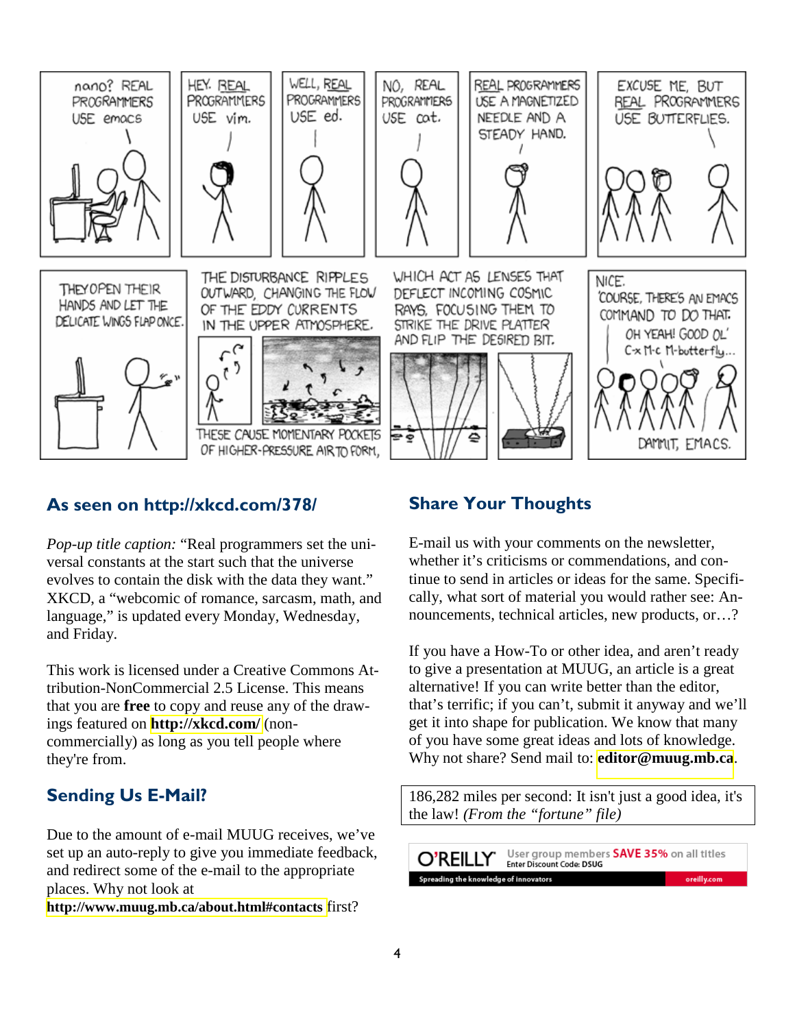## As seen on http://xkcd.com/378/

*Pop-up title caption:* "Real programmers set the universal constants at the start such that the universe evolves to contain the disk with the data they want." XKCD, a "webcomic of romance, sarcasm, math, and language," is updated every Monday, Wednesday, and Friday.

This work is licensed under a Creative Commons Attribution-NonCommercial 2.5 License. This means that you are **free** to copy and reuse any of the drawings featured on **http://xkcd.com/** (non-commercially) as long as you tell people where they're from.

## Sending Us E-Mail?

Due to the amount of e-mail MUUG receives, we've set up an auto-reply to give you immediate feedback, and redirect some of the e-mail to the appropriate places. Why not look at **http://www.muug.mb.ca/about.html#contacts** first?

## Share Your Thoughts

E-mail us with your comments on the newsletter, whether it's criticisms or commendations, and continue to send in articles or ideas for the same. Specifically, what sort of material you would rather see: Announcements, technical articles, new products, or…?

If you have a How-To or other idea, and aren't ready to give a presentation at MUUG, an article is a great alternative! If you can write better than the editor, that's terrific; if you can't, submit it anyway and we'll get it into shape for publication. We know that many of you have some great ideas and lots of knowledge. Why not share? Send mail to: **editor@muug.mb.ca**.

186,282 miles per second: It isn't just a good idea, it's the law! *(From the "fortune" file)*

O'REILLY® User group members **SAVE 35%** on all titles
Enter Discount Code: DSUG
Spreading the knowledge of innovators — oreilly.com